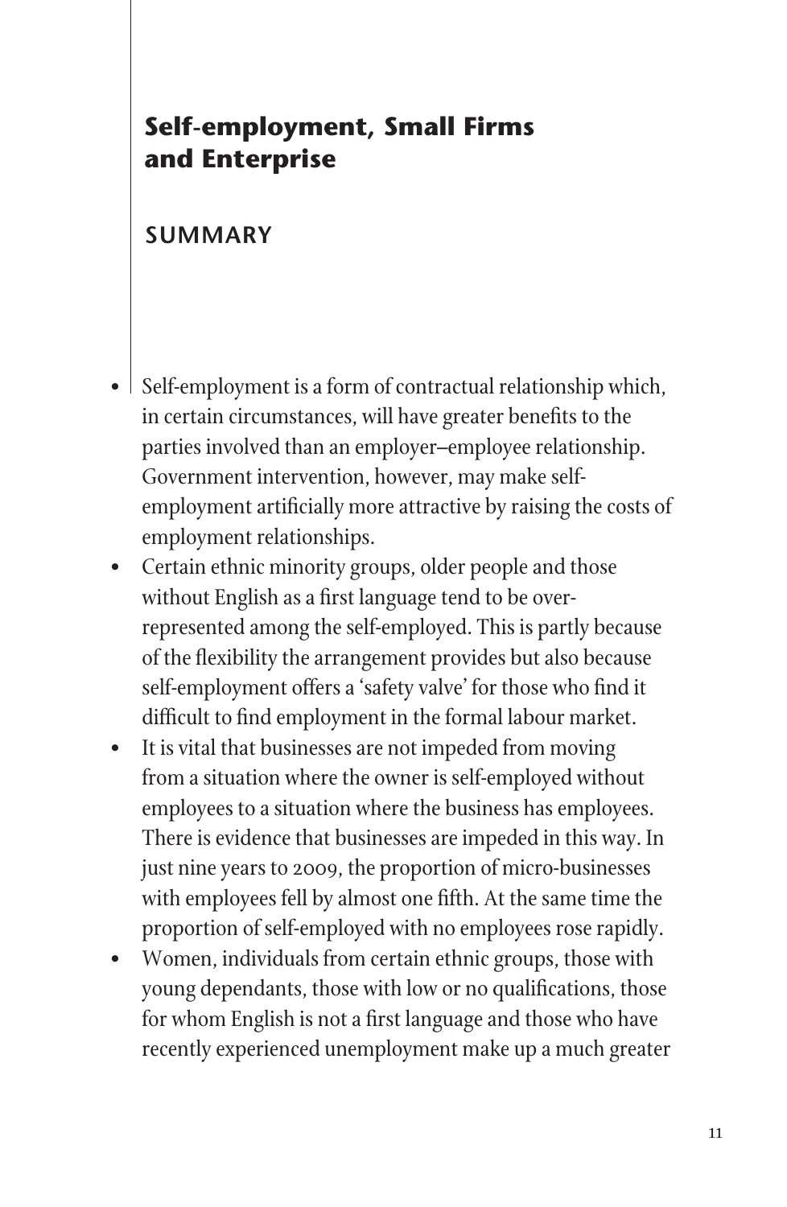# Self-employment, Small Firms and Enterprise

## SUMMARY

- Self-employment is a form of contractual relationship which, in certain circumstances, will have greater benefits to the parties involved than an employer–employee relationship. Government intervention, however, may make self-employment artificially more attractive by raising the costs of employment relationships.
- Certain ethnic minority groups, older people and those without English as a first language tend to be over-represented among the self-employed. This is partly because of the flexibility the arrangement provides but also because self-employment offers a 'safety valve' for those who find it difficult to find employment in the formal labour market.
- It is vital that businesses are not impeded from moving from a situation where the owner is self-employed without employees to a situation where the business has employees. There is evidence that businesses are impeded in this way. In just nine years to 2009, the proportion of micro-businesses with employees fell by almost one fifth. At the same time the proportion of self-employed with no employees rose rapidly.
- Women, individuals from certain ethnic groups, those with young dependants, those with low or no qualifications, those for whom English is not a first language and those who have recently experienced unemployment make up a much greater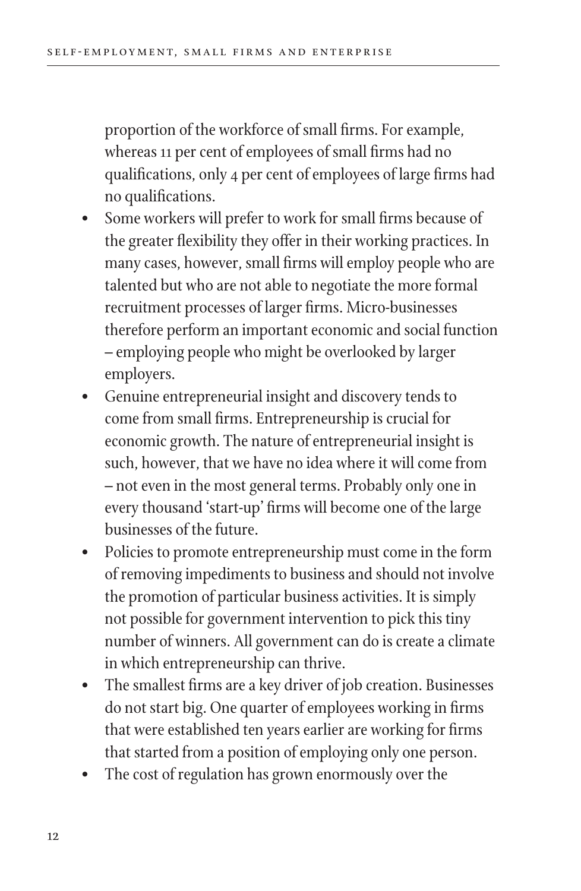proportion of the workforce of small firms. For example, whereas 11 per cent of employees of small firms had no qualifications, only 4 per cent of employees of large firms had no qualifications.

- Some workers will prefer to work for small firms because of the greater flexibility they offer in their working practices. In many cases, however, small firms will employ people who are talented but who are not able to negotiate the more formal recruitment processes of larger firms. Micro-businesses therefore perform an important economic and social function – employing people who might be overlooked by larger employers.
- Genuine entrepreneurial insight and discovery tends to come from small firms. Entrepreneurship is crucial for economic growth. The nature of entrepreneurial insight is such, however, that we have no idea where it will come from – not even in the most general terms. Probably only one in every thousand 'start-up' firms will become one of the large businesses of the future.
- Policies to promote entrepreneurship must come in the form of removing impediments to business and should not involve the promotion of particular business activities. It is simply not possible for government intervention to pick this tiny number of winners. All government can do is create a climate in which entrepreneurship can thrive.
- The smallest firms are a key driver of job creation. Businesses do not start big. One quarter of employees working in firms that were established ten years earlier are working for firms that started from a position of employing only one person.
- The cost of regulation has grown enormously over the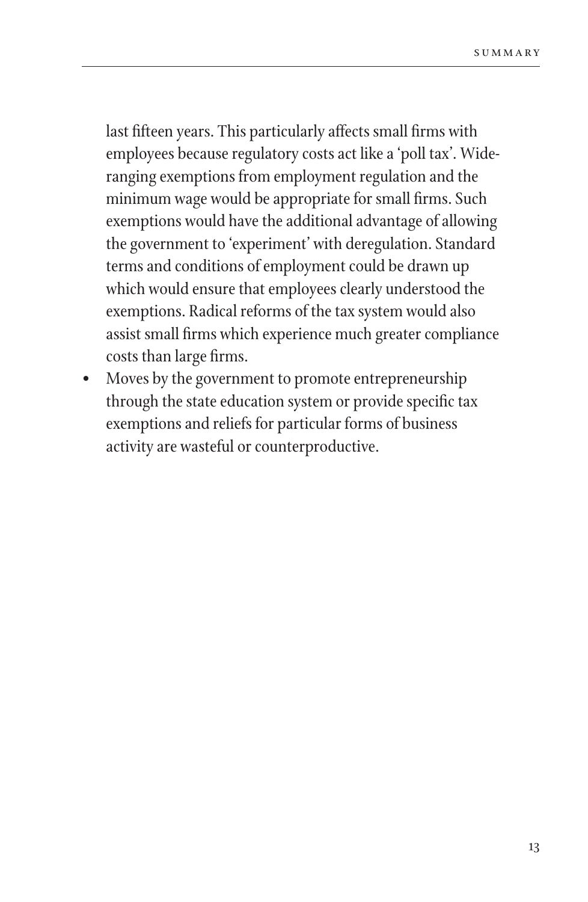last fifteen years. This particularly affects small firms with employees because regulatory costs act like a 'poll tax'. Wide-ranging exemptions from employment regulation and the minimum wage would be appropriate for small firms. Such exemptions would have the additional advantage of allowing the government to 'experiment' with deregulation. Standard terms and conditions of employment could be drawn up which would ensure that employees clearly understood the exemptions. Radical reforms of the tax system would also assist small firms which experience much greater compliance costs than large firms.

- Moves by the government to promote entrepreneurship through the state education system or provide specific tax exemptions and reliefs for particular forms of business activity are wasteful or counterproductive.